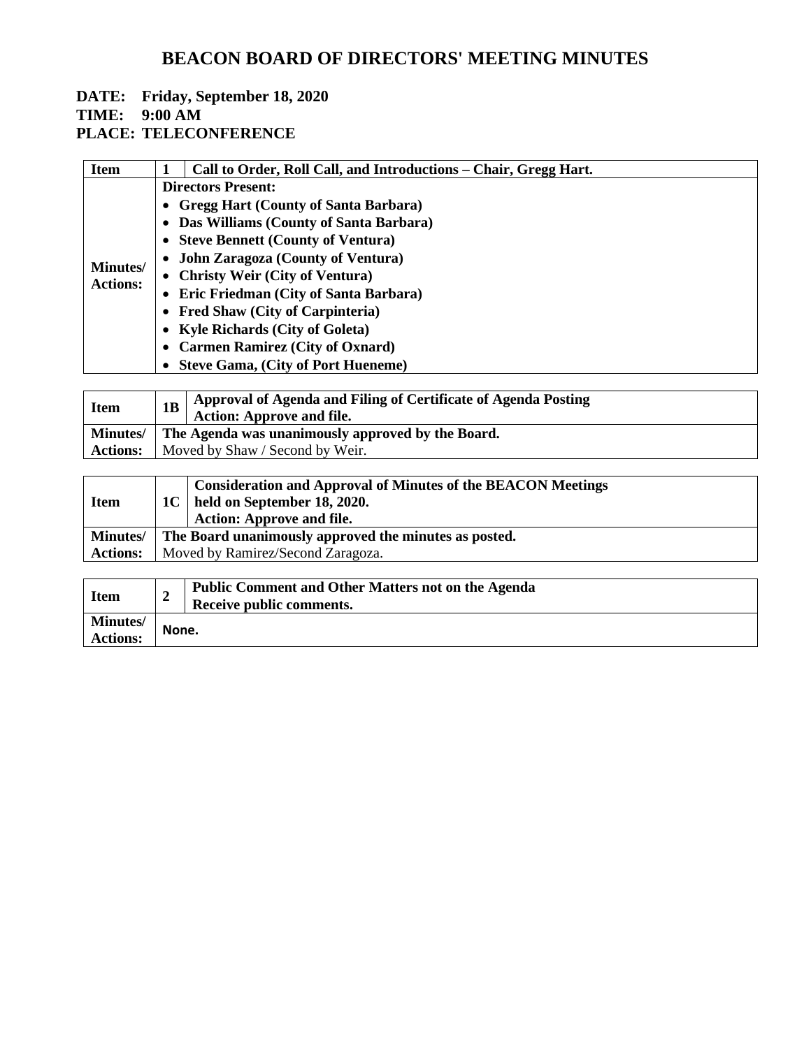# BEACON BOARD OF DIRECTORS' MEETING MINUTES

**DATE: Friday, September 18, 2020**
**TIME: 9:00 AM**
**PLACE: TELECONFERENCE**

| Item | 1 | Call to Order, Roll Call, and Introductions – Chair, Gregg Hart. |
|---|---|---|
| Minutes/ Actions: | **Directors Present:**<br>• Gregg Hart (County of Santa Barbara)<br>• Das Williams (County of Santa Barbara)<br>• Steve Bennett (County of Ventura)<br>• John Zaragoza (County of Ventura)<br>• Christy Weir (City of Ventura)<br>• Eric Friedman (City of Santa Barbara)<br>• Fred Shaw (City of Carpinteria)<br>• Kyle Richards (City of Goleta)<br>• Carmen Ramirez (City of Oxnard)<br>• Steve Gama, (City of Port Hueneme) | |

| Item | 1B | Approval of Agenda and Filing of Certificate of Agenda Posting<br>Action: Approve and file. |
|---|---|---|
| Minutes/ Actions: | **The Agenda was unanimously approved by the Board.**<br>Moved by Shaw / Second by Weir. | |

| Item | 1C | Consideration and Approval of Minutes of the BEACON Meetings held on September 18, 2020.<br>Action: Approve and file. |
|---|---|---|
| Minutes/ Actions: | **The Board unanimously approved the minutes as posted.**<br>Moved by Ramirez/Second Zaragoza. | |

| Item | 2 | Public Comment and Other Matters not on the Agenda<br>Receive public comments. |
|---|---|---|
| Minutes/ Actions: | **None.** | |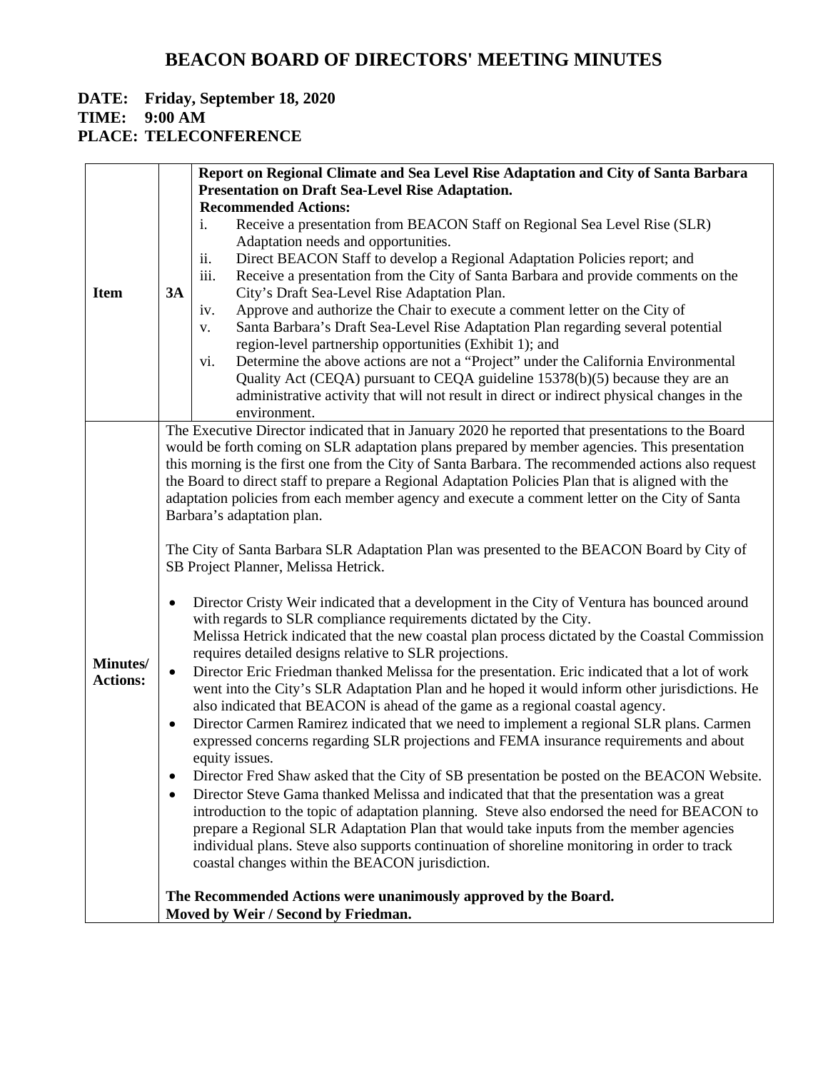# BEACON BOARD OF DIRECTORS' MEETING MINUTES

**DATE: Friday, September 18, 2020**
**TIME: 9:00 AM**
**PLACE: TELECONFERENCE**

| | | |
|---|---|---|
| **Item** | **3A** | **Report on Regional Climate and Sea Level Rise Adaptation and City of Santa Barbara Presentation on Draft Sea-Level Rise Adaptation.**<br>**Recommended Actions:**<br>i. Receive a presentation from BEACON Staff on Regional Sea Level Rise (SLR) Adaptation needs and opportunities.<br>ii. Direct BEACON Staff to develop a Regional Adaptation Policies report; and<br>iii. Receive a presentation from the City of Santa Barbara and provide comments on the City's Draft Sea-Level Rise Adaptation Plan.<br>iv. Approve and authorize the Chair to execute a comment letter on the City of<br>v. Santa Barbara's Draft Sea-Level Rise Adaptation Plan regarding several potential region-level partnership opportunities (Exhibit 1); and<br>vi. Determine the above actions are not a "Project" under the California Environmental Quality Act (CEQA) pursuant to CEQA guideline 15378(b)(5) because they are an administrative activity that will not result in direct or indirect physical changes in the environment. |
| **Minutes/ Actions:** | | The Executive Director indicated that in January 2020 he reported that presentations to the Board would be forth coming on SLR adaptation plans prepared by member agencies. This presentation this morning is the first one from the City of Santa Barbara. The recommended actions also request the Board to direct staff to prepare a Regional Adaptation Policies Plan that is aligned with the adaptation policies from each member agency and execute a comment letter on the City of Santa Barbara's adaptation plan.<br><br>The City of Santa Barbara SLR Adaptation Plan was presented to the BEACON Board by City of SB Project Planner, Melissa Hetrick.<br><br>• Director Cristy Weir indicated that a development in the City of Ventura has bounced around with regards to SLR compliance requirements dictated by the City. Melissa Hetrick indicated that the new coastal plan process dictated by the Coastal Commission requires detailed designs relative to SLR projections.<br>• Director Eric Friedman thanked Melissa for the presentation. Eric indicated that a lot of work went into the City's SLR Adaptation Plan and he hoped it would inform other jurisdictions. He also indicated that BEACON is ahead of the game as a regional coastal agency.<br>• Director Carmen Ramirez indicated that we need to implement a regional SLR plans. Carmen expressed concerns regarding SLR projections and FEMA insurance requirements and about equity issues.<br>• Director Fred Shaw asked that the City of SB presentation be posted on the BEACON Website.<br>• Director Steve Gama thanked Melissa and indicated that that the presentation was a great introduction to the topic of adaptation planning. Steve also endorsed the need for BEACON to prepare a Regional SLR Adaptation Plan that would take inputs from the member agencies individual plans. Steve also supports continuation of shoreline monitoring in order to track coastal changes within the BEACON jurisdiction.<br><br>**The Recommended Actions were unanimously approved by the Board.**<br>**Moved by Weir / Second by Friedman.** |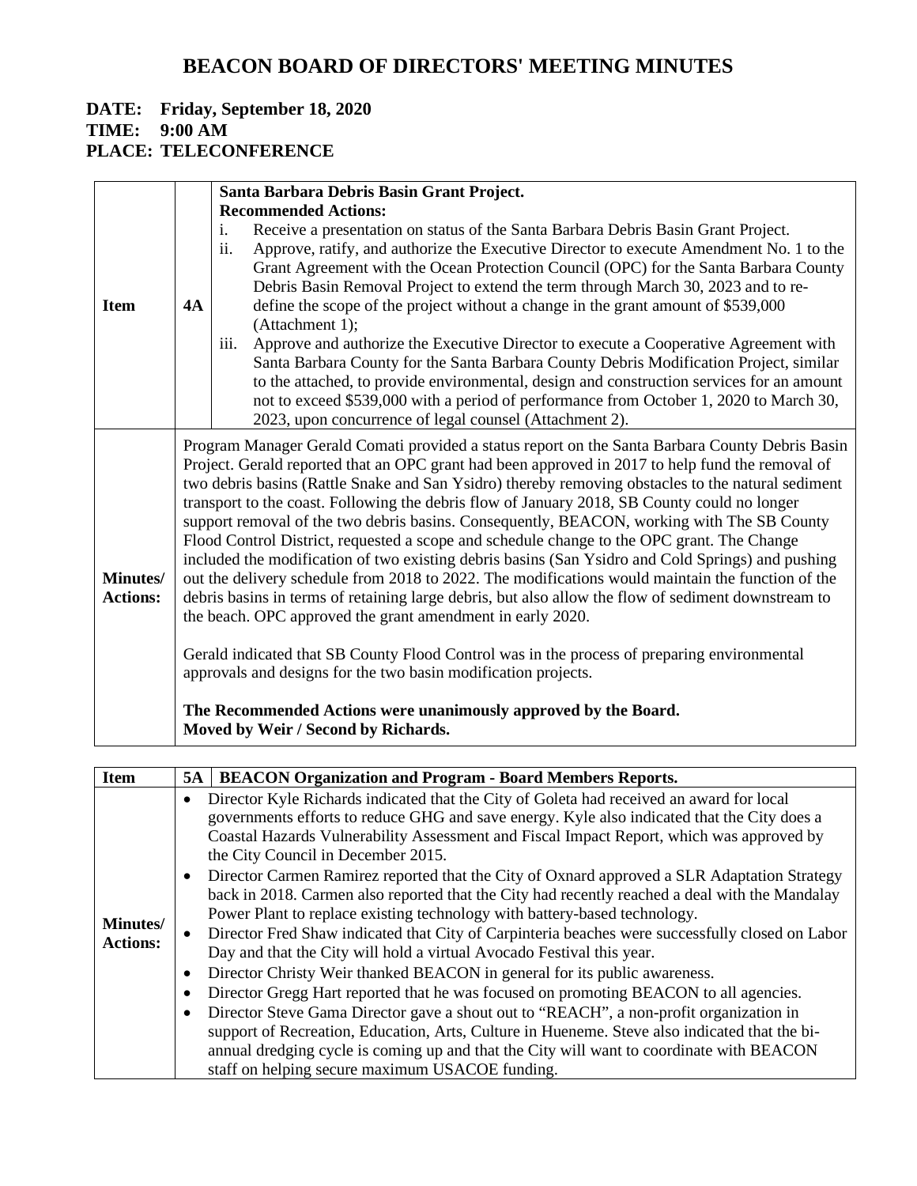# BEACON BOARD OF DIRECTORS' MEETING MINUTES

**DATE: Friday, September 18, 2020**
**TIME: 9:00 AM**
**PLACE: TELECONFERENCE**

| **Item** | **4A** | **Santa Barbara Debris Basin Grant Project.**<br>**Recommended Actions:**<br>i. Receive a presentation on status of the Santa Barbara Debris Basin Grant Project.<br>ii. Approve, ratify, and authorize the Executive Director to execute Amendment No. 1 to the Grant Agreement with the Ocean Protection Council (OPC) for the Santa Barbara County Debris Basin Removal Project to extend the term through March 30, 2023 and to re-define the scope of the project without a change in the grant amount of $539,000 (Attachment 1);<br>iii. Approve and authorize the Executive Director to execute a Cooperative Agreement with Santa Barbara County for the Santa Barbara County Debris Modification Project, similar to the attached, to provide environmental, design and construction services for an amount not to exceed $539,000 with a period of performance from October 1, 2020 to March 30, 2023, upon concurrence of legal counsel (Attachment 2). |
|---|---|---|
| **Minutes/ Actions:** | | Program Manager Gerald Comati provided a status report on the Santa Barbara County Debris Basin Project. Gerald reported that an OPC grant had been approved in 2017 to help fund the removal of two debris basins (Rattle Snake and San Ysidro) thereby removing obstacles to the natural sediment transport to the coast. Following the debris flow of January 2018, SB County could no longer support removal of the two debris basins. Consequently, BEACON, working with The SB County Flood Control District, requested a scope and schedule change to the OPC grant. The Change included the modification of two existing debris basins (San Ysidro and Cold Springs) and pushing out the delivery schedule from 2018 to 2022. The modifications would maintain the function of the debris basins in terms of retaining large debris, but also allow the flow of sediment downstream to the beach. OPC approved the grant amendment in early 2020.<br><br>Gerald indicated that SB County Flood Control was in the process of preparing environmental approvals and designs for the two basin modification projects.<br><br>**The Recommended Actions were unanimously approved by the Board.**<br>**Moved by Weir / Second by Richards.** |

| **Item** | **5A** | **BEACON Organization and Program - Board Members Reports.** |
|---|---|---|
| **Minutes/ Actions:** | | • Director Kyle Richards indicated that the City of Goleta had received an award for local governments efforts to reduce GHG and save energy. Kyle also indicated that the City does a Coastal Hazards Vulnerability Assessment and Fiscal Impact Report, which was approved by the City Council in December 2015.<br>• Director Carmen Ramirez reported that the City of Oxnard approved a SLR Adaptation Strategy back in 2018. Carmen also reported that the City had recently reached a deal with the Mandalay Power Plant to replace existing technology with battery-based technology.<br>• Director Fred Shaw indicated that City of Carpinteria beaches were successfully closed on Labor Day and that the City will hold a virtual Avocado Festival this year.<br>• Director Christy Weir thanked BEACON in general for its public awareness.<br>• Director Gregg Hart reported that he was focused on promoting BEACON to all agencies.<br>• Director Steve Gama Director gave a shout out to "REACH", a non-profit organization in support of Recreation, Education, Arts, Culture in Hueneme. Steve also indicated that the bi-annual dredging cycle is coming up and that the City will want to coordinate with BEACON staff on helping secure maximum USACOE funding. |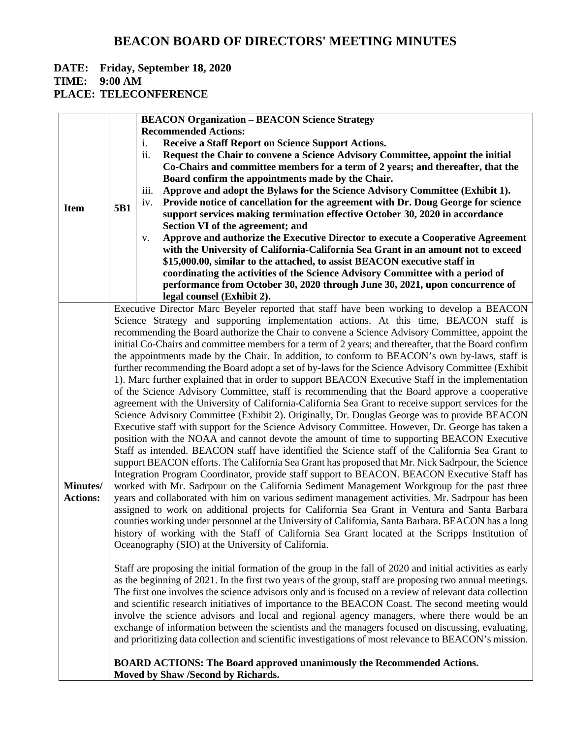# BEACON BOARD OF DIRECTORS' MEETING MINUTES

**DATE: Friday, September 18, 2020**
**TIME: 9:00 AM**
**PLACE: TELECONFERENCE**

| | | |
|---|---|---|
| **Item** | **5B1** | **BEACON Organization – BEACON Science Strategy**<br>**Recommended Actions:**<br>i. **Receive a Staff Report on Science Support Actions.**<br>ii. **Request the Chair to convene a Science Advisory Committee, appoint the initial Co-Chairs and committee members for a term of 2 years; and thereafter, that the Board confirm the appointments made by the Chair.**<br>iii. **Approve and adopt the Bylaws for the Science Advisory Committee (Exhibit 1).**<br>iv. **Provide notice of cancellation for the agreement with Dr. Doug George for science support services making termination effective October 30, 2020 in accordance Section VI of the agreement; and**<br>v. **Approve and authorize the Executive Director to execute a Cooperative Agreement with the University of California-California Sea Grant in an amount not to exceed $15,000.00, similar to the attached, to assist BEACON executive staff in coordinating the activities of the Science Advisory Committee with a period of performance from October 30, 2020 through June 30, 2021, upon concurrence of legal counsel (Exhibit 2).** |
| **Minutes/ Actions:** | | Executive Director Marc Beyeler reported that staff have been working to develop a BEACON Science Strategy and supporting implementation actions. At this time, BEACON staff is recommending the Board authorize the Chair to convene a Science Advisory Committee, appoint the initial Co-Chairs and committee members for a term of 2 years; and thereafter, that the Board confirm the appointments made by the Chair. In addition, to conform to BEACON's own by-laws, staff is further recommending the Board adopt a set of by-laws for the Science Advisory Committee (Exhibit 1). Marc further explained that in order to support BEACON Executive Staff in the implementation of the Science Advisory Committee, staff is recommending that the Board approve a cooperative agreement with the University of California-California Sea Grant to receive support services for the Science Advisory Committee (Exhibit 2). Originally, Dr. Douglas George was to provide BEACON Executive staff with support for the Science Advisory Committee. However, Dr. George has taken a position with the NOAA and cannot devote the amount of time to supporting BEACON Executive Staff as intended. BEACON staff have identified the Science staff of the California Sea Grant to support BEACON efforts. The California Sea Grant has proposed that Mr. Nick Sadrpour, the Science Integration Program Coordinator, provide staff support to BEACON. BEACON Executive Staff has worked with Mr. Sadrpour on the California Sediment Management Workgroup for the past three years and collaborated with him on various sediment management activities. Mr. Sadrpour has been assigned to work on additional projects for California Sea Grant in Ventura and Santa Barbara counties working under personnel at the University of California, Santa Barbara. BEACON has a long history of working with the Staff of California Sea Grant located at the Scripps Institution of Oceanography (SIO) at the University of California.<br><br>Staff are proposing the initial formation of the group in the fall of 2020 and initial activities as early as the beginning of 2021. In the first two years of the group, staff are proposing two annual meetings. The first one involves the science advisors only and is focused on a review of relevant data collection and scientific research initiatives of importance to the BEACON Coast. The second meeting would involve the science advisors and local and regional agency managers, where there would be an exchange of information between the scientists and the managers focused on discussing, evaluating, and prioritizing data collection and scientific investigations of most relevance to BEACON's mission.<br><br>**BOARD ACTIONS: The Board approved unanimously the Recommended Actions.**<br>**Moved by Shaw /Second by Richards.** |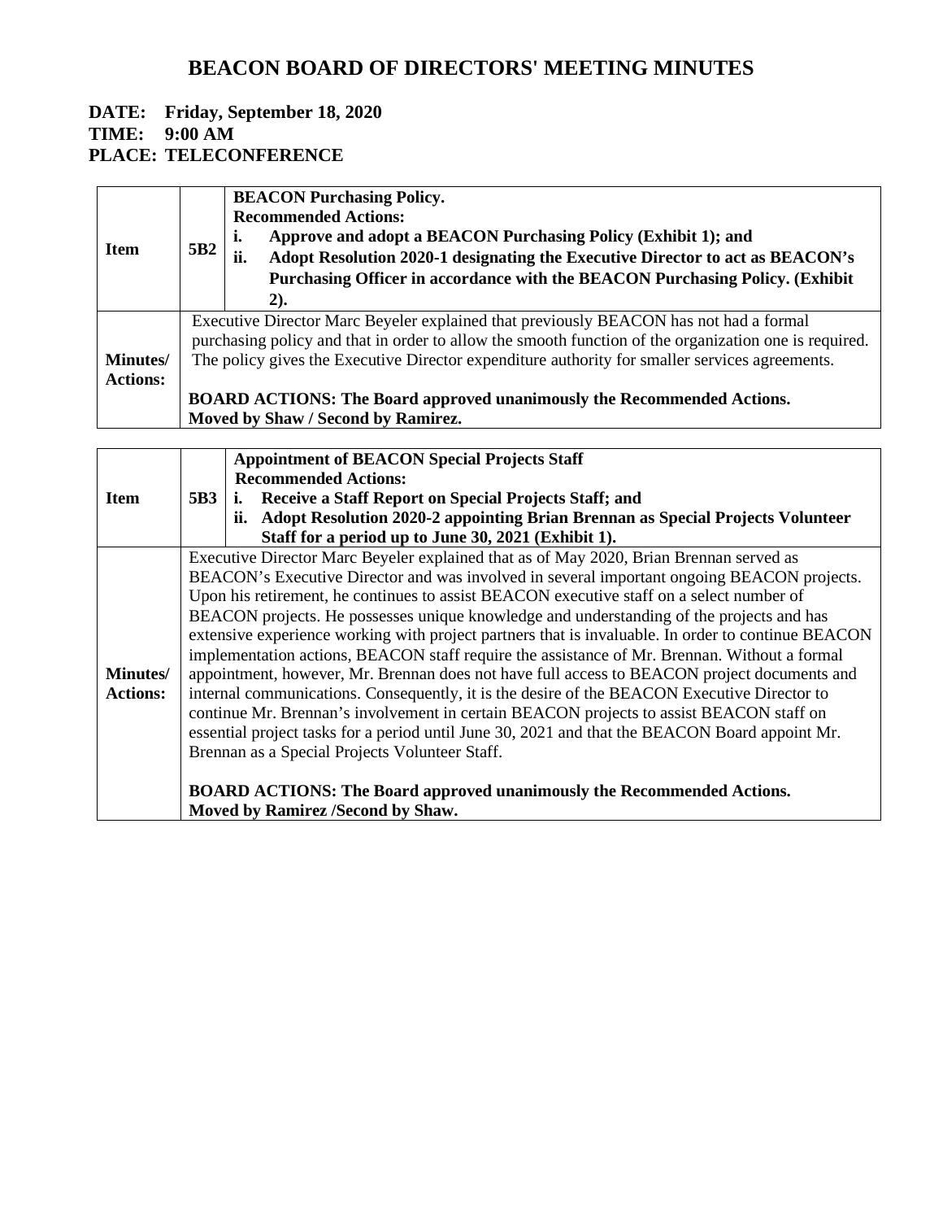# BEACON BOARD OF DIRECTORS' MEETING MINUTES

**DATE: Friday, September 18, 2020**
**TIME: 9:00 AM**
**PLACE: TELECONFERENCE**

| **Item** | **5B2** | **BEACON Purchasing Policy.**<br>**Recommended Actions:**<br>**i. Approve and adopt a BEACON Purchasing Policy (Exhibit 1); and**<br>**ii. Adopt Resolution 2020-1 designating the Executive Director to act as BEACON's Purchasing Officer in accordance with the BEACON Purchasing Policy. (Exhibit 2).** |
|---|---|---|
| **Minutes/ Actions:** | Executive Director Marc Beyeler explained that previously BEACON has not had a formal purchasing policy and that in order to allow the smooth function of the organization one is required. The policy gives the Executive Director expenditure authority for smaller services agreements.<br><br>**BOARD ACTIONS: The Board approved unanimously the Recommended Actions. Moved by Shaw / Second by Ramirez.** | |

| **Item** | **5B3** | **Appointment of BEACON Special Projects Staff**<br>**Recommended Actions:**<br>**i. Receive a Staff Report on Special Projects Staff; and**<br>**ii. Adopt Resolution 2020-2 appointing Brian Brennan as Special Projects Volunteer Staff for a period up to June 30, 2021 (Exhibit 1).** |
|---|---|---|
| **Minutes/ Actions:** | Executive Director Marc Beyeler explained that as of May 2020, Brian Brennan served as BEACON's Executive Director and was involved in several important ongoing BEACON projects. Upon his retirement, he continues to assist BEACON executive staff on a select number of BEACON projects. He possesses unique knowledge and understanding of the projects and has extensive experience working with project partners that is invaluable. In order to continue BEACON implementation actions, BEACON staff require the assistance of Mr. Brennan. Without a formal appointment, however, Mr. Brennan does not have full access to BEACON project documents and internal communications. Consequently, it is the desire of the BEACON Executive Director to continue Mr. Brennan's involvement in certain BEACON projects to assist BEACON staff on essential project tasks for a period until June 30, 2021 and that the BEACON Board appoint Mr. Brennan as a Special Projects Volunteer Staff.<br><br>**BOARD ACTIONS: The Board approved unanimously the Recommended Actions. Moved by Ramirez /Second by Shaw.** | |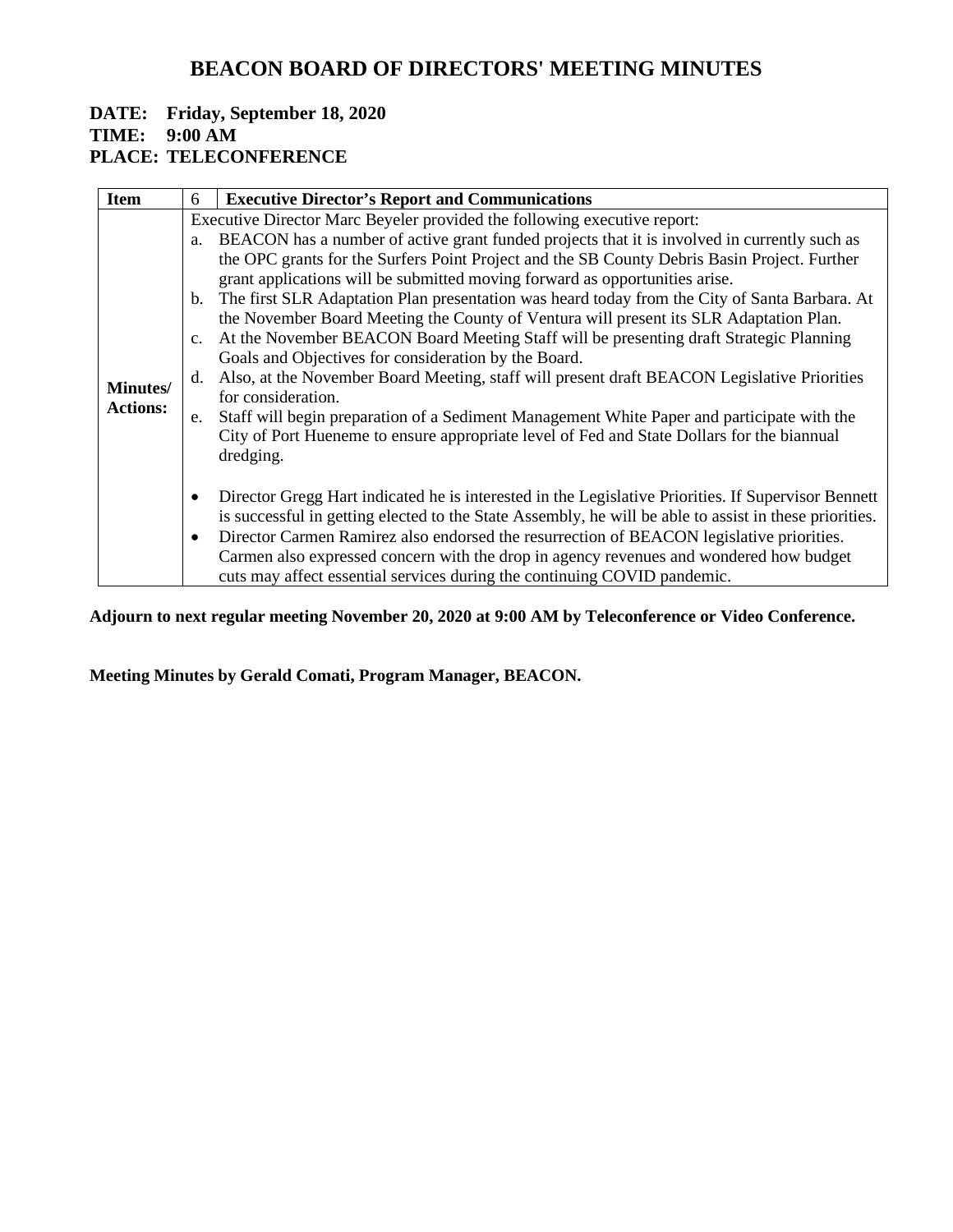# BEACON BOARD OF DIRECTORS' MEETING MINUTES

**DATE: Friday, September 18, 2020**
**TIME: 9:00 AM**
**PLACE: TELECONFERENCE**

| **Item** | 6 | **Executive Director's Report and Communications** |
|---|---|---|
| **Minutes/ Actions:** | Executive Director Marc Beyeler provided the following executive report:<br>a. BEACON has a number of active grant funded projects that it is involved in currently such as the OPC grants for the Surfers Point Project and the SB County Debris Basin Project. Further grant applications will be submitted moving forward as opportunities arise.<br>b. The first SLR Adaptation Plan presentation was heard today from the City of Santa Barbara. At the November Board Meeting the County of Ventura will present its SLR Adaptation Plan.<br>c. At the November BEACON Board Meeting Staff will be presenting draft Strategic Planning Goals and Objectives for consideration by the Board.<br>d. Also, at the November Board Meeting, staff will present draft BEACON Legislative Priorities for consideration.<br>e. Staff will begin preparation of a Sediment Management White Paper and participate with the City of Port Hueneme to ensure appropriate level of Fed and State Dollars for the biannual dredging.<br><br>• Director Gregg Hart indicated he is interested in the Legislative Priorities. If Supervisor Bennett is successful in getting elected to the State Assembly, he will be able to assist in these priorities.<br>• Director Carmen Ramirez also endorsed the resurrection of BEACON legislative priorities. Carmen also expressed concern with the drop in agency revenues and wondered how budget cuts may affect essential services during the continuing COVID pandemic. | |

**Adjourn to next regular meeting November 20, 2020 at 9:00 AM by Teleconference or Video Conference.**

**Meeting Minutes by Gerald Comati, Program Manager, BEACON.**